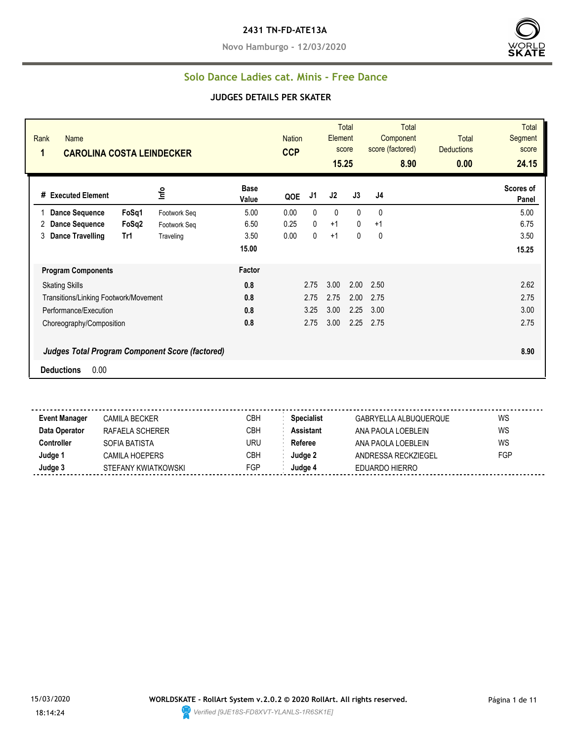# 2431 TN-FD-ATE13A

**Novo Hamburgo - 12/03/2020**

## Solo Dance Ladies cat. Minis - Free Dance

### JUDGES DETAILS PER SKATER

| Rank | Name | Nation | Total Element score | Total Component score (factored) | Total Deductions | Total Segment score |
|---|---|---|---|---|---|---|
| 1 | CAROLINA COSTA LEINDECKER | CCP | 15.25 | 8.90 | 0.00 | 24.15 |

| # | Executed Element | | Info | Base Value | QOE | J1 | J2 | J3 | J4 | Scores of Panel |
|---|---|---|---|---|---|---|---|---|---|---|
| 1 | Dance Sequence | FoSq1 | Footwork Seq | 5.00 | 0.00 | 0 | 0 | 0 | 0 | 5.00 |
| 2 | Dance Sequence | FoSq2 | Footwork Seq | 6.50 | 0.25 | 0 | +1 | 0 | +1 | 6.75 |
| 3 | Dance Travelling | Tr1 | Traveling | 3.50 | 0.00 | 0 | +1 | 0 | 0 | 3.50 |
| | | | | 15.00 | | | | | | 15.25 |

| Program Components | Factor | J1 | J2 | J3 | J4 | |
|---|---|---|---|---|---|---|
| Skating Skills | 0.8 | 2.75 | 3.00 | 2.00 | 2.50 | 2.62 |
| Transitions/Linking Footwork/Movement | 0.8 | 2.75 | 2.75 | 2.00 | 2.75 | 2.75 |
| Performance/Execution | 0.8 | 3.25 | 3.00 | 2.25 | 3.00 | 3.00 |
| Choreography/Composition | 0.8 | 2.75 | 3.00 | 2.25 | 2.75 | 2.75 |

***Judges Total Program Component Score (factored)*** **8.90**

**Deductions** 0.00

| | | | | | |
|---|---|---|---|---|---|
| **Event Manager** | CAMILA BECKER | CBH | **Specialist** | GABRYELLA ALBUQUERQUE | WS |
| **Data Operator** | RAFAELA SCHERER | CBH | **Assistant** | ANA PAOLA LOEBLEIN | WS |
| **Controller** | SOFIA BATISTA | URU | **Referee** | ANA PAOLA LOEBLEIN | WS |
| **Judge 1** | CAMILA HOEPERS | CBH | **Judge 2** | ANDRESSA RECKZIEGEL | FGP |
| **Judge 3** | STEFANY KWIATKOWSKI | FGP | **Judge 4** | EDUARDO HIERRO | |

15/03/2020 18:14:24

**WORLDSKATE - RollArt System v.2.0.2 © 2020 RollArt. All rights reserved.**

*Verified [9JE18S-FD8XVT-YLANLS-1R6SK1E]*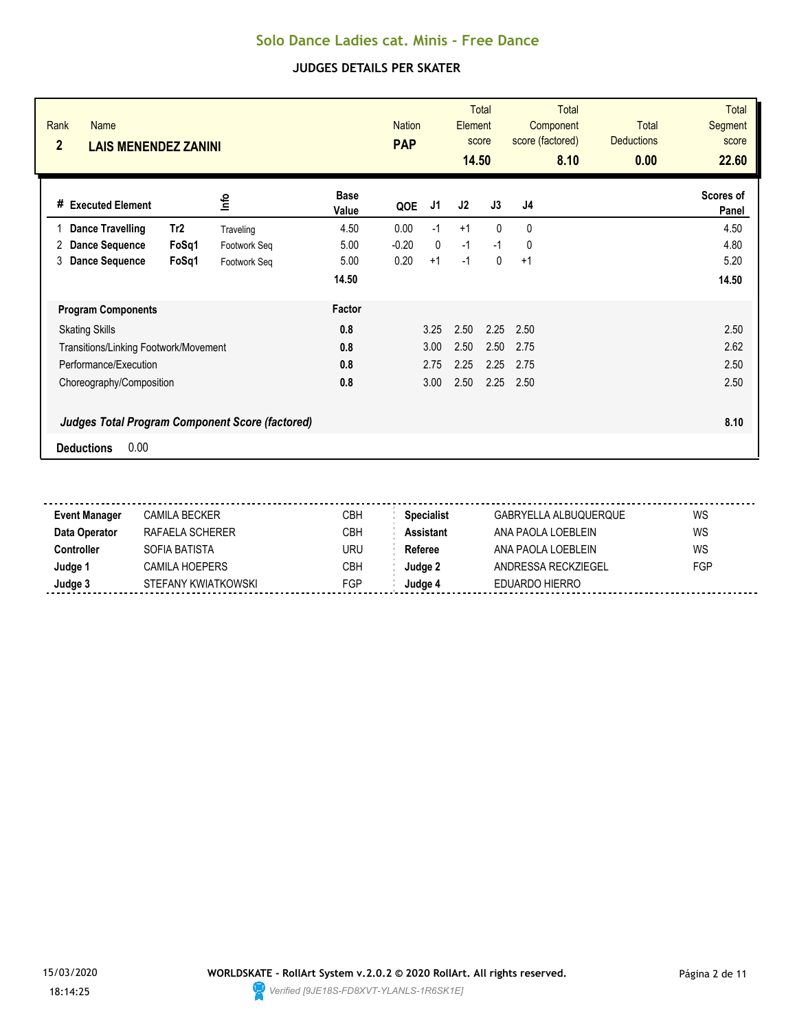# Solo Dance Ladies cat. Minis - Free Dance

## JUDGES DETAILS PER SKATER

| Rank | Name | Nation | Total Element score | Total Component score (factored) | Total Deductions | Total Segment score |
|---|---|---|---|---|---|---|
| 2 | LAIS MENENDEZ ZANINI | PAP | 14.50 | 8.10 | 0.00 | 22.60 |

| # | Executed Element | | Info | Base Value | QOE | J1 | J2 | J3 | J4 | Scores of Panel |
|---|---|---|---|---|---|---|---|---|---|---|
| 1 | Dance Travelling | Tr2 | Traveling | 4.50 | 0.00 | -1 | +1 | 0 | 0 | 4.50 |
| 2 | Dance Sequence | FoSq1 | Footwork Seq | 5.00 | -0.20 | 0 | -1 | -1 | 0 | 4.80 |
| 3 | Dance Sequence | FoSq1 | Footwork Seq | 5.00 | 0.20 | +1 | -1 | 0 | +1 | 5.20 |
| | | | | 14.50 | | | | | | 14.50 |

| Program Components | Factor | J1 | J2 | J3 | J4 | Scores of Panel |
|---|---|---|---|---|---|---|
| Skating Skills | 0.8 | 3.25 | 2.50 | 2.25 | 2.50 | 2.50 |
| Transitions/Linking Footwork/Movement | 0.8 | 3.00 | 2.50 | 2.50 | 2.75 | 2.62 |
| Performance/Execution | 0.8 | 2.75 | 2.25 | 2.25 | 2.75 | 2.50 |
| Choreography/Composition | 0.8 | 3.00 | 2.50 | 2.25 | 2.50 | 2.50 |

***Judges Total Program Component Score (factored)*** **8.10**

**Deductions** 0.00

| | | | | | |
|---|---|---|---|---|---|
| **Event Manager** | CAMILA BECKER | CBH | **Specialist** | GABRYELLA ALBUQUERQUE | WS |
| **Data Operator** | RAFAELA SCHERER | CBH | **Assistant** | ANA PAOLA LOEBLEIN | WS |
| **Controller** | SOFIA BATISTA | URU | **Referee** | ANA PAOLA LOEBLEIN | WS |
| **Judge 1** | CAMILA HOEPERS | CBH | **Judge 2** | ANDRESSA RECKZIEGEL | FGP |
| **Judge 3** | STEFANY KWIATKOWSKI | FGP | **Judge 4** | EDUARDO HIERRO | |

15/03/2020 18:14:25

WORLDSKATE - RollArt System v.2.0.2 © 2020 RollArt. All rights reserved.

Verified [9JE18S-FD8XVT-YLANLS-1R6SK1E]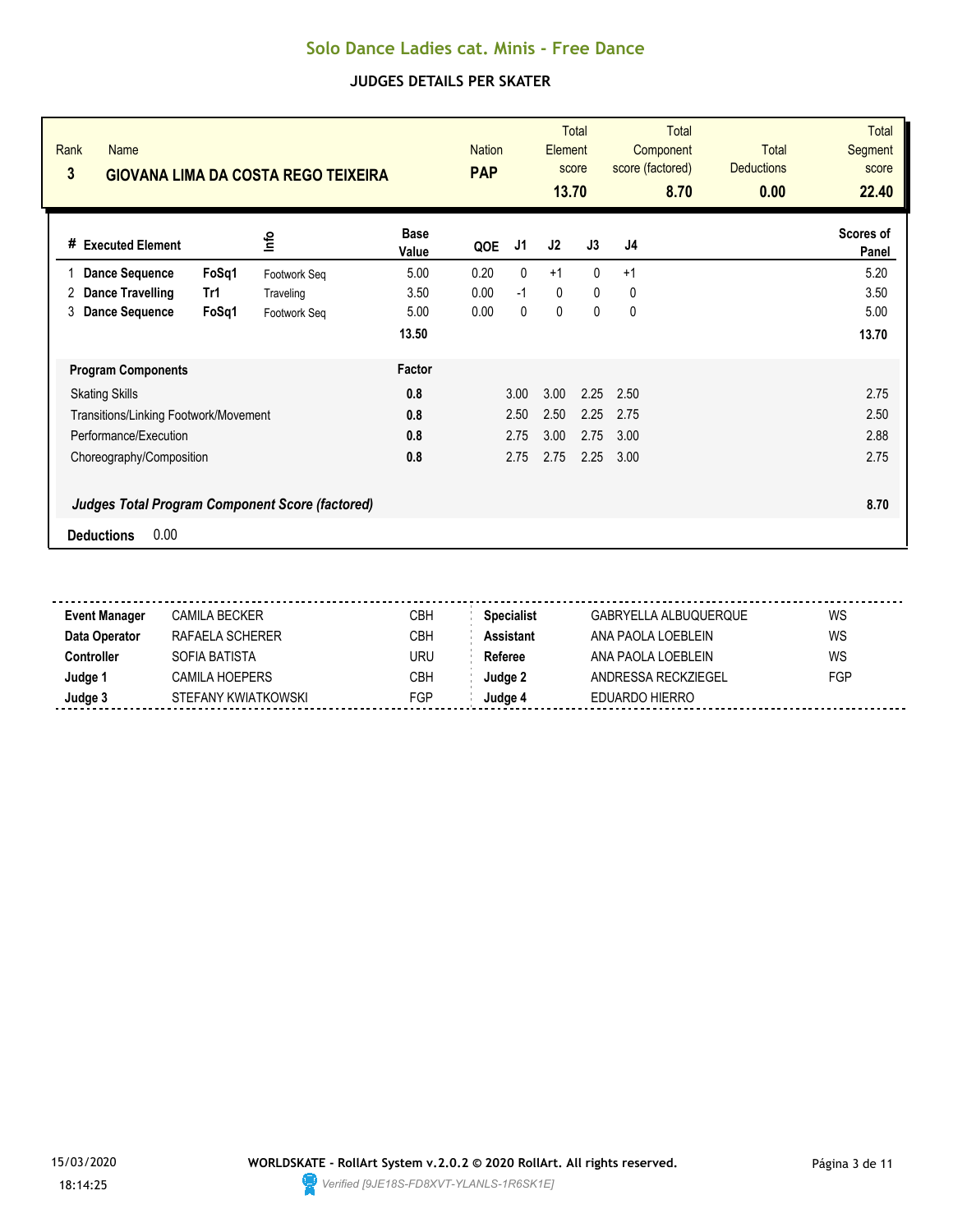# Solo Dance Ladies cat. Minis - Free Dance

## JUDGES DETAILS PER SKATER

| Rank | Name | Nation | Total Element score | Total Component score (factored) | Total Deductions | Total Segment score |
|---|---|---|---|---|---|---|
| 3 | GIOVANA LIMA DA COSTA REGO TEIXEIRA | PAP | 13.70 | 8.70 | 0.00 | 22.40 |

| # | Executed Element | | Info | Base Value | QOE | J1 | J2 | J3 | J4 | Scores of Panel |
|---|---|---|---|---|---|---|---|---|---|---|
| 1 | Dance Sequence | FoSq1 | Footwork Seq | 5.00 | 0.20 | 0 | +1 | 0 | +1 | 5.20 |
| 2 | Dance Travelling | Tr1 | Traveling | 3.50 | 0.00 | -1 | 0 | 0 | 0 | 3.50 |
| 3 | Dance Sequence | FoSq1 | Footwork Seq | 5.00 | 0.00 | 0 | 0 | 0 | 0 | 5.00 |
| | | | | 13.50 | | | | | | 13.70 |

| Program Components | Factor | J1 | J2 | J3 | J4 | |
|---|---|---|---|---|---|---|
| Skating Skills | 0.8 | 3.00 | 3.00 | 2.25 | 2.50 | 2.75 |
| Transitions/Linking Footwork/Movement | 0.8 | 2.50 | 2.50 | 2.25 | 2.75 | 2.50 |
| Performance/Execution | 0.8 | 2.75 | 3.00 | 2.75 | 3.00 | 2.88 |
| Choreography/Composition | 0.8 | 2.75 | 2.75 | 2.25 | 3.00 | 2.75 |

***Judges Total Program Component Score (factored)*** **8.70**

**Deductions** 0.00

| | | | | | |
|---|---|---|---|---|---|
| **Event Manager** | CAMILA BECKER | CBH | **Specialist** | GABRYELLA ALBUQUERQUE | WS |
| **Data Operator** | RAFAELA SCHERER | CBH | **Assistant** | ANA PAOLA LOEBLEIN | WS |
| **Controller** | SOFIA BATISTA | URU | **Referee** | ANA PAOLA LOEBLEIN | WS |
| **Judge 1** | CAMILA HOEPERS | CBH | **Judge 2** | ANDRESSA RECKZIEGEL | FGP |
| **Judge 3** | STEFANY KWIATKOWSKI | FGP | **Judge 4** | EDUARDO HIERRO | |

15/03/2020 18:14:25

WORLDSKATE - RollArt System v.2.0.2 © 2020 RollArt. All rights reserved.

Verified [9JE18S-FD8XVT-YLANLS-1R6SK1E]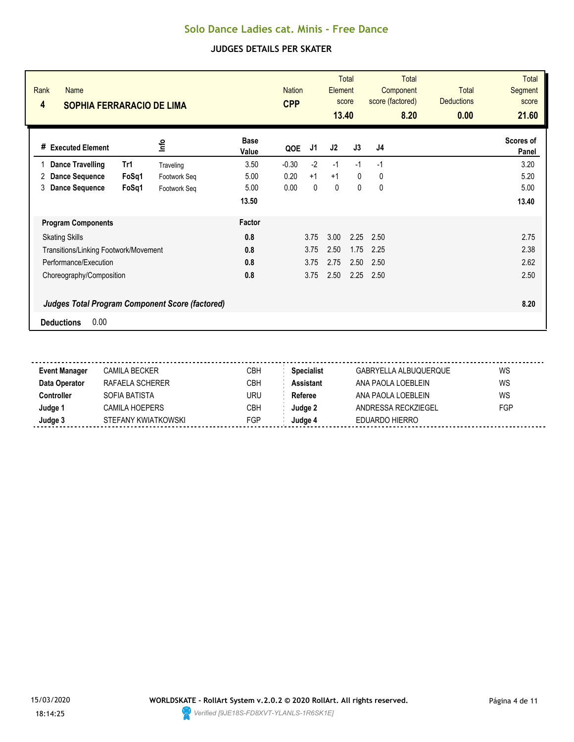# Solo Dance Ladies cat. Minis - Free Dance

## JUDGES DETAILS PER SKATER

| Rank | Name | Nation | Total Element score | Total Component score (factored) | Total Deductions | Total Segment score |
|---|---|---|---|---|---|---|
| 4 | SOPHIA FERRARACIO DE LIMA | CPP | 13.40 | 8.20 | 0.00 | 21.60 |

| # | Executed Element | | Info | Base Value | QOE | J1 | J2 | J3 | J4 | Scores of Panel |
|---|---|---|---|---|---|---|---|---|---|---|
| 1 | Dance Travelling | Tr1 | Traveling | 3.50 | -0.30 | -2 | -1 | -1 | -1 | 3.20 |
| 2 | Dance Sequence | FoSq1 | Footwork Seq | 5.00 | 0.20 | +1 | +1 | 0 | 0 | 5.20 |
| 3 | Dance Sequence | FoSq1 | Footwork Seq | 5.00 | 0.00 | 0 | 0 | 0 | 0 | 5.00 |
| | | | | 13.50 | | | | | | 13.40 |

| Program Components | Factor | J1 | J2 | J3 | J4 | Scores of Panel |
|---|---|---|---|---|---|---|
| Skating Skills | 0.8 | 3.75 | 3.00 | 2.25 | 2.50 | 2.75 |
| Transitions/Linking Footwork/Movement | 0.8 | 3.75 | 2.50 | 1.75 | 2.25 | 2.38 |
| Performance/Execution | 0.8 | 3.75 | 2.75 | 2.50 | 2.50 | 2.62 |
| Choreography/Composition | 0.8 | 3.75 | 2.50 | 2.25 | 2.50 | 2.50 |
| ***Judges Total Program Component Score (factored)*** | | | | | | **8.20** |

**Deductions** 0.00

| | | | | | |
|---|---|---|---|---|---|
| **Event Manager** | CAMILA BECKER | CBH | **Specialist** | GABRYELLA ALBUQUERQUE | WS |
| **Data Operator** | RAFAELA SCHERER | CBH | **Assistant** | ANA PAOLA LOEBLEIN | WS |
| **Controller** | SOFIA BATISTA | URU | **Referee** | ANA PAOLA LOEBLEIN | WS |
| **Judge 1** | CAMILA HOEPERS | CBH | **Judge 2** | ANDRESSA RECKZIEGEL | FGP |
| **Judge 3** | STEFANY KWIATKOWSKI | FGP | **Judge 4** | EDUARDO HIERRO | |

15/03/2020 18:14:25

**WORLDSKATE - RollArt System v.2.0.2 © 2020 RollArt. All rights reserved.**

*Verified [9JE18S-FD8XVT-YLANLS-1R6SK1E]*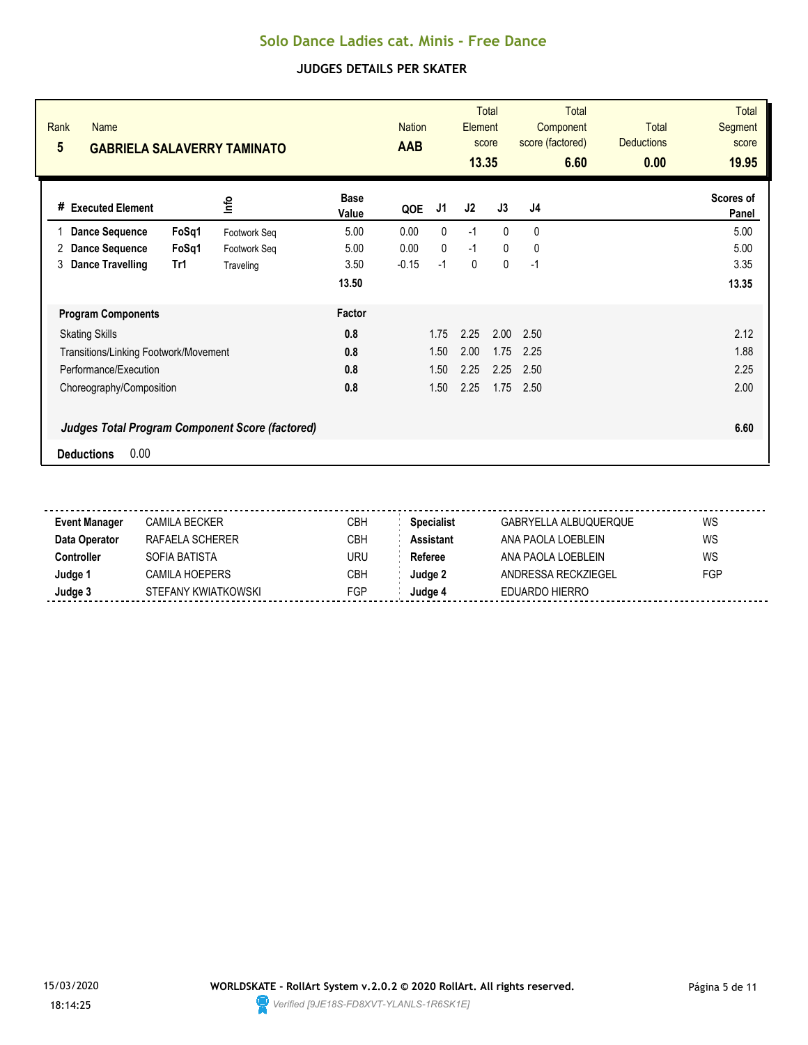# Solo Dance Ladies cat. Minis - Free Dance

## JUDGES DETAILS PER SKATER

| Rank | Name | Nation | Total Element score | Total Component score (factored) | Total Deductions | Total Segment score |
|---|---|---|---|---|---|---|
| 5 | **GABRIELA SALAVERRY TAMINATO** | **AAB** | **13.35** | **6.60** | **0.00** | **19.95** |

| # | Executed Element | | Info | Base Value | QOE | J1 | J2 | J3 | J4 | Scores of Panel |
|---|---|---|---|---|---|---|---|---|---|---|
| 1 | **Dance Sequence** | **FoSq1** | Footwork Seq | 5.00 | 0.00 | 0 | -1 | 0 | 0 | 5.00 |
| 2 | **Dance Sequence** | **FoSq1** | Footwork Seq | 5.00 | 0.00 | 0 | -1 | 0 | 0 | 5.00 |
| 3 | **Dance Travelling** | **Tr1** | Traveling | 3.50 | -0.15 | -1 | 0 | 0 | -1 | 3.35 |
| | | | | **13.50** | | | | | | **13.35** |

| Program Components | Factor | J1 | J2 | J3 | J4 | Scores of Panel |
|---|---|---|---|---|---|---|
| Skating Skills | **0.8** | 1.75 | 2.25 | 2.00 | 2.50 | 2.12 |
| Transitions/Linking Footwork/Movement | **0.8** | 1.50 | 2.00 | 1.75 | 2.25 | 1.88 |
| Performance/Execution | **0.8** | 1.50 | 2.25 | 2.25 | 2.50 | 2.25 |
| Choreography/Composition | **0.8** | 1.50 | 2.25 | 1.75 | 2.50 | 2.00 |
| ***Judges Total Program Component Score (factored)*** | | | | | | **6.60** |

**Deductions** 0.00

| | | | | | |
|---|---|---|---|---|---|
| **Event Manager** | CAMILA BECKER | CBH | **Specialist** | GABRYELLA ALBUQUERQUE | WS |
| **Data Operator** | RAFAELA SCHERER | CBH | **Assistant** | ANA PAOLA LOEBLEIN | WS |
| **Controller** | SOFIA BATISTA | URU | **Referee** | ANA PAOLA LOEBLEIN | WS |
| **Judge 1** | CAMILA HOEPERS | CBH | **Judge 2** | ANDRESSA RECKZIEGEL | FGP |
| **Judge 3** | STEFANY KWIATKOWSKI | FGP | **Judge 4** | EDUARDO HIERRO | |

15/03/2020 18:14:25

**WORLDSKATE - RollArt System v.2.0.2 © 2020 RollArt. All rights reserved.**

*Verified [9JE18S-FD8XVT-YLANLS-1R6SK1E]*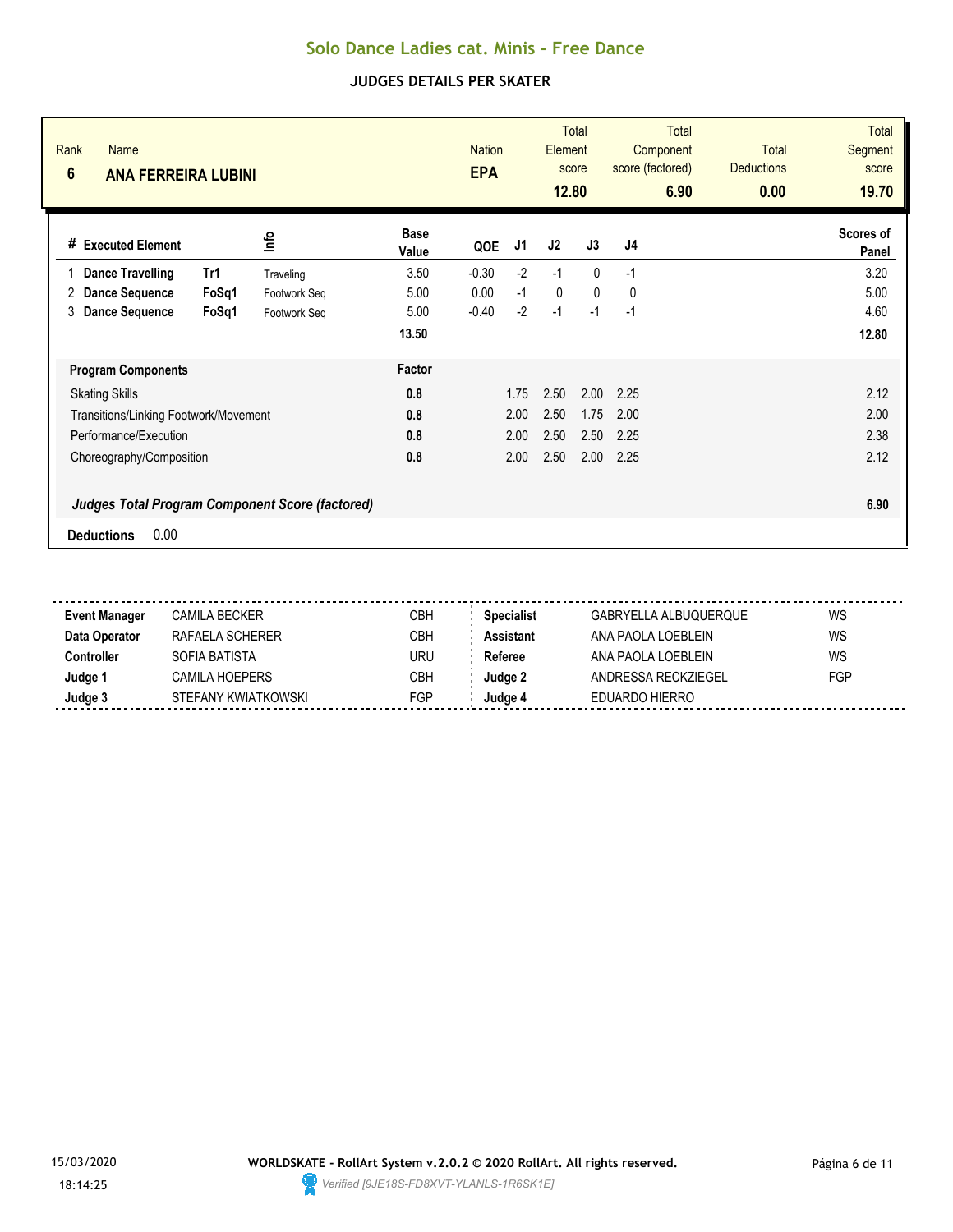# Solo Dance Ladies cat. Minis - Free Dance

## JUDGES DETAILS PER SKATER

| Rank | Name | Nation | Total Element score | Total Component score (factored) | Total Deductions | Total Segment score |
|---|---|---|---|---|---|---|
| 6 | **ANA FERREIRA LUBINI** | **EPA** | **12.80** | **6.90** | **0.00** | **19.70** |

| # | Executed Element | | Info | Base Value | QOE | J1 | J2 | J3 | J4 | Scores of Panel |
|---|---|---|---|---|---|---|---|---|---|---|
| 1 | **Dance Travelling** | **Tr1** | Traveling | 3.50 | -0.30 | -2 | -1 | 0 | -1 | 3.20 |
| 2 | **Dance Sequence** | **FoSq1** | Footwork Seq | 5.00 | 0.00 | -1 | 0 | 0 | 0 | 5.00 |
| 3 | **Dance Sequence** | **FoSq1** | Footwork Seq | 5.00 | -0.40 | -2 | -1 | -1 | -1 | 4.60 |
| | | | | **13.50** | | | | | | **12.80** |

| **Program Components** | **Factor** | J1 | J2 | J3 | J4 | |
|---|---|---|---|---|---|---|
| Skating Skills | **0.8** | 1.75 | 2.50 | 2.00 | 2.25 | 2.12 |
| Transitions/Linking Footwork/Movement | **0.8** | 2.00 | 2.50 | 1.75 | 2.00 | 2.00 |
| Performance/Execution | **0.8** | 2.00 | 2.50 | 2.50 | 2.25 | 2.38 |
| Choreography/Composition | **0.8** | 2.00 | 2.50 | 2.00 | 2.25 | 2.12 |

***Judges Total Program Component Score (factored)*** **6.90**

**Deductions** 0.00

| | | | | | |
|---|---|---|---|---|---|
| **Event Manager** | CAMILA BECKER | CBH | **Specialist** | GABRYELLA ALBUQUERQUE | WS |
| **Data Operator** | RAFAELA SCHERER | CBH | **Assistant** | ANA PAOLA LOEBLEIN | WS |
| **Controller** | SOFIA BATISTA | URU | **Referee** | ANA PAOLA LOEBLEIN | WS |
| **Judge 1** | CAMILA HOEPERS | CBH | **Judge 2** | ANDRESSA RECKZIEGEL | FGP |
| **Judge 3** | STEFANY KWIATKOWSKI | FGP | **Judge 4** | EDUARDO HIERRO | |

15/03/2020 18:14:25

WORLDSKATE - RollArt System v.2.0.2 © 2020 RollArt. All rights reserved.

*Verified [9JE18S-FD8XVT-YLANLS-1R6SK1E]*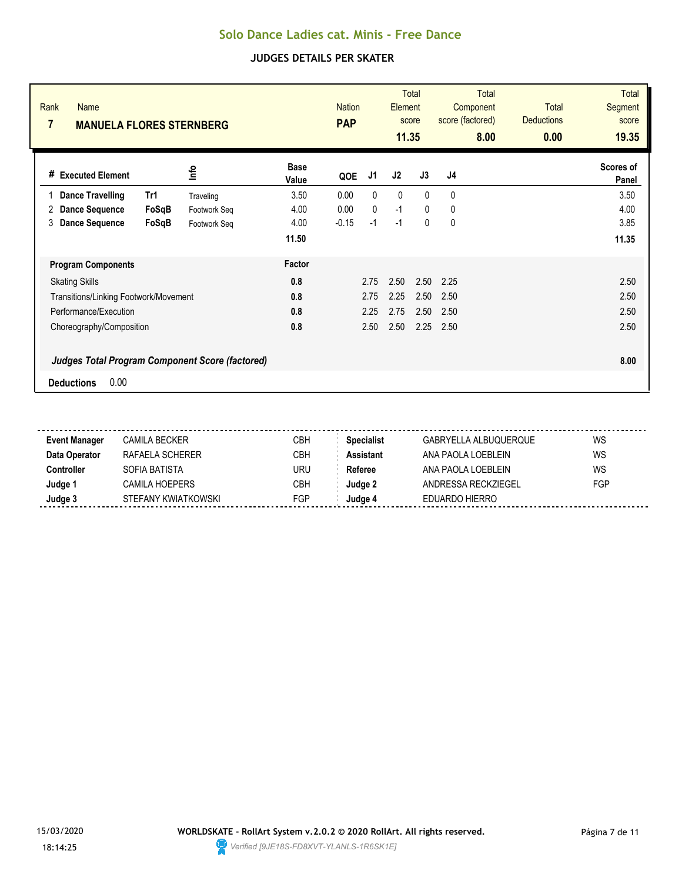# Solo Dance Ladies cat. Minis - Free Dance

## JUDGES DETAILS PER SKATER

| Rank | Name | Nation | Total Element score | Total Component score (factored) | Total Deductions | Total Segment score |
|---|---|---|---|---|---|---|
| 7 | **MANUELA FLORES STERNBERG** | **PAP** | **11.35** | **8.00** | **0.00** | **19.35** |

| # | Executed Element | | Info | Base Value | QOE | J1 | J2 | J3 | J4 | Scores of Panel |
|---|---|---|---|---|---|---|---|---|---|---|
| 1 | **Dance Travelling** | **Tr1** | Traveling | 3.50 | 0.00 | 0 | 0 | 0 | 0 | 3.50 |
| 2 | **Dance Sequence** | **FoSqB** | Footwork Seq | 4.00 | 0.00 | 0 | -1 | 0 | 0 | 4.00 |
| 3 | **Dance Sequence** | **FoSqB** | Footwork Seq | 4.00 | -0.15 | -1 | -1 | 0 | 0 | 3.85 |
| | | | | **11.50** | | | | | | **11.35** |

| **Program Components** | **Factor** | J1 | J2 | J3 | J4 | |
|---|---|---|---|---|---|---|
| Skating Skills | **0.8** | 2.75 | 2.50 | 2.50 | 2.25 | 2.50 |
| Transitions/Linking Footwork/Movement | **0.8** | 2.75 | 2.25 | 2.50 | 2.50 | 2.50 |
| Performance/Execution | **0.8** | 2.25 | 2.75 | 2.50 | 2.50 | 2.50 |
| Choreography/Composition | **0.8** | 2.50 | 2.50 | 2.25 | 2.50 | 2.50 |
| ***Judges Total Program Component Score (factored)*** | | | | | | **8.00** |

**Deductions** 0.00

| | | | | | |
|---|---|---|---|---|---|
| **Event Manager** | CAMILA BECKER | CBH | **Specialist** | GABRYELLA ALBUQUERQUE | WS |
| **Data Operator** | RAFAELA SCHERER | CBH | **Assistant** | ANA PAOLA LOEBLEIN | WS |
| **Controller** | SOFIA BATISTA | URU | **Referee** | ANA PAOLA LOEBLEIN | WS |
| **Judge 1** | CAMILA HOEPERS | CBH | **Judge 2** | ANDRESSA RECKZIEGEL | FGP |
| **Judge 3** | STEFANY KWIATKOWSKI | FGP | **Judge 4** | EDUARDO HIERRO | |

15/03/2020 18:14:25

**WORLDSKATE - RollArt System v.2.0.2 © 2020 RollArt. All rights reserved.**

*Verified [9JE18S-FD8XVT-YLANLS-1R6SK1E]*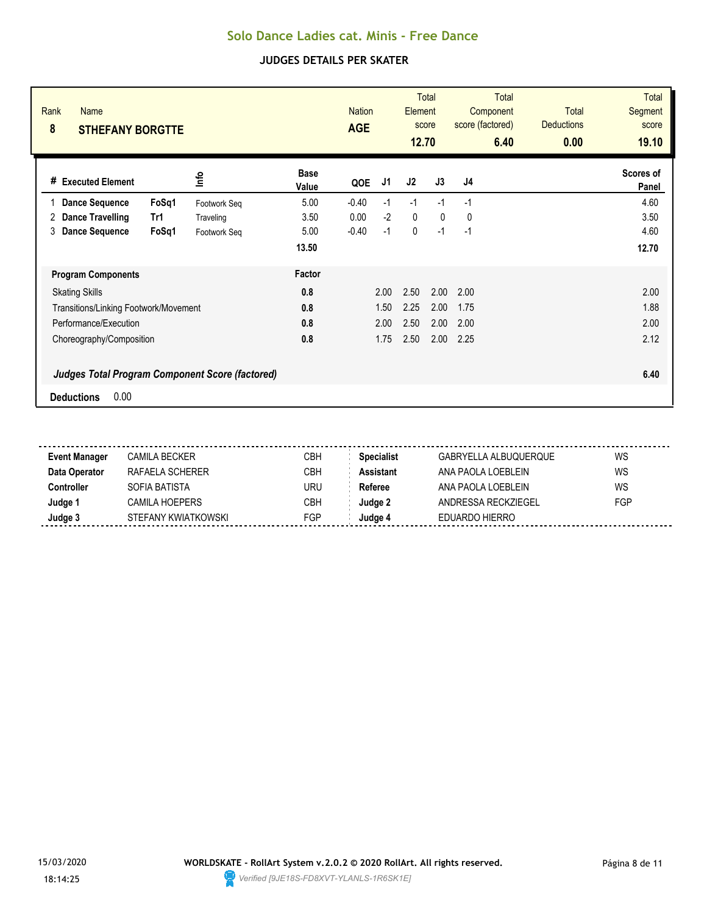# Solo Dance Ladies cat. Minis - Free Dance

## JUDGES DETAILS PER SKATER

| Rank | Name | Nation | Total Element score | Total Component score (factored) | Total Deductions | Total Segment score |
|---|---|---|---|---|---|---|
| 8 | STHEFANY BORGTTE | AGE | 12.70 | 6.40 | 0.00 | 19.10 |

| # | Executed Element | | Info | Base Value | QOE | J1 | J2 | J3 | J4 | Scores of Panel |
|---|---|---|---|---|---|---|---|---|---|---|
| 1 | Dance Sequence | FoSq1 | Footwork Seq | 5.00 | -0.40 | -1 | -1 | -1 | -1 | 4.60 |
| 2 | Dance Travelling | Tr1 | Traveling | 3.50 | 0.00 | -2 | 0 | 0 | 0 | 3.50 |
| 3 | Dance Sequence | FoSq1 | Footwork Seq | 5.00 | -0.40 | -1 | 0 | -1 | -1 | 4.60 |
| | | | | 13.50 | | | | | | 12.70 |

| Program Components | Factor | J1 | J2 | J3 | J4 | Scores of Panel |
|---|---|---|---|---|---|---|
| Skating Skills | 0.8 | 2.00 | 2.50 | 2.00 | 2.00 | 2.00 |
| Transitions/Linking Footwork/Movement | 0.8 | 1.50 | 2.25 | 2.00 | 1.75 | 1.88 |
| Performance/Execution | 0.8 | 2.00 | 2.50 | 2.00 | 2.00 | 2.00 |
| Choreography/Composition | 0.8 | 1.75 | 2.50 | 2.00 | 2.25 | 2.12 |
| ***Judges Total Program Component Score (factored)*** | | | | | | **6.40** |

**Deductions** 0.00

| | | | | | |
|---|---|---|---|---|---|
| **Event Manager** | CAMILA BECKER | CBH | **Specialist** | GABRYELLA ALBUQUERQUE | WS |
| **Data Operator** | RAFAELA SCHERER | CBH | **Assistant** | ANA PAOLA LOEBLEIN | WS |
| **Controller** | SOFIA BATISTA | URU | **Referee** | ANA PAOLA LOEBLEIN | WS |
| **Judge 1** | CAMILA HOEPERS | CBH | **Judge 2** | ANDRESSA RECKZIEGEL | FGP |
| **Judge 3** | STEFANY KWIATKOWSKI | FGP | **Judge 4** | EDUARDO HIERRO | |

15/03/2020 18:14:25

WORLDSKATE - RollArt System v.2.0.2 © 2020 RollArt. All rights reserved.

Verified [9JE18S-FD8XVT-YLANLS-1R6SK1E]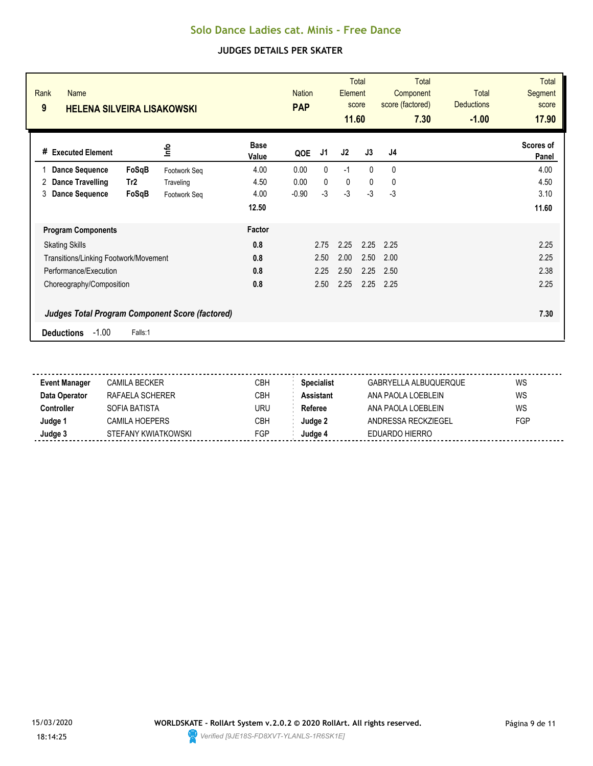# Solo Dance Ladies cat. Minis - Free Dance

## JUDGES DETAILS PER SKATER

| Rank | Name | Nation | Total Element score | Total Component score (factored) | Total Deductions | Total Segment score |
|---|---|---|---|---|---|---|
| 9 | **HELENA SILVEIRA LISAKOWSKI** | **PAP** | **11.60** | **7.30** | **-1.00** | **17.90** |

| # | Executed Element | | Info | Base Value | QOE | J1 | J2 | J3 | J4 | Scores of Panel |
|---|---|---|---|---|---|---|---|---|---|---|
| 1 | **Dance Sequence** | **FoSqB** | Footwork Seq | 4.00 | 0.00 | 0 | -1 | 0 | 0 | 4.00 |
| 2 | **Dance Travelling** | **Tr2** | Traveling | 4.50 | 0.00 | 0 | 0 | 0 | 0 | 4.50 |
| 3 | **Dance Sequence** | **FoSqB** | Footwork Seq | 4.00 | -0.90 | -3 | -3 | -3 | -3 | 3.10 |
| | | | | **12.50** | | | | | | **11.60** |

| **Program Components** | **Factor** | J1 | J2 | J3 | J4 | |
|---|---|---|---|---|---|---|
| Skating Skills | **0.8** | 2.75 | 2.25 | 2.25 | 2.25 | 2.25 |
| Transitions/Linking Footwork/Movement | **0.8** | 2.50 | 2.00 | 2.50 | 2.00 | 2.25 |
| Performance/Execution | **0.8** | 2.25 | 2.50 | 2.25 | 2.50 | 2.38 |
| Choreography/Composition | **0.8** | 2.50 | 2.25 | 2.25 | 2.25 | 2.25 |
| ***Judges Total Program Component Score (factored)*** | | | | | | **7.30** |

**Deductions** -1.00 Falls:1

| | | | | | |
|---|---|---|---|---|---|
| **Event Manager** | CAMILA BECKER | CBH | **Specialist** | GABRYELLA ALBUQUERQUE | WS |
| **Data Operator** | RAFAELA SCHERER | CBH | **Assistant** | ANA PAOLA LOEBLEIN | WS |
| **Controller** | SOFIA BATISTA | URU | **Referee** | ANA PAOLA LOEBLEIN | WS |
| **Judge 1** | CAMILA HOEPERS | CBH | **Judge 2** | ANDRESSA RECKZIEGEL | FGP |
| **Judge 3** | STEFANY KWIATKOWSKI | FGP | **Judge 4** | EDUARDO HIERRO | |

15/03/2020 18:14:25

**WORLDSKATE - RollArt System v.2.0.2 © 2020 RollArt. All rights reserved.**

*Verified [9JE18S-FD8XVT-YLANLS-1R6SK1E]*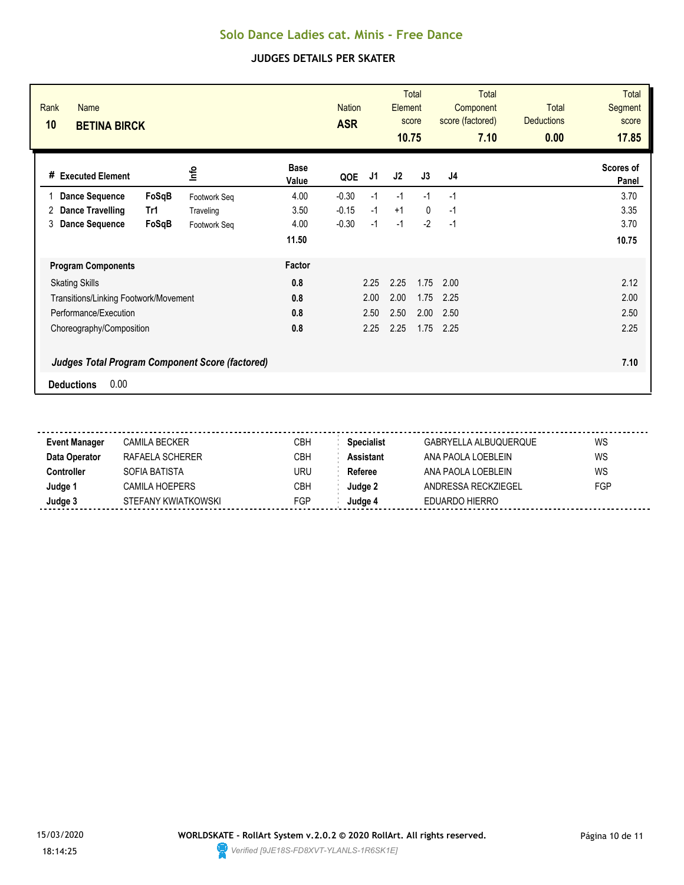# Solo Dance Ladies cat. Minis - Free Dance

## JUDGES DETAILS PER SKATER

| Rank | Name | Nation | Total Element score | Total Component score (factored) | Total Deductions | Total Segment score |
|---|---|---|---|---|---|---|
| 10 | **BETINA BIRCK** | **ASR** | **10.75** | **7.10** | **0.00** | **17.85** |

| # | Executed Element | | Info | Base Value | QOE | J1 | J2 | J3 | J4 | Scores of Panel |
|---|---|---|---|---|---|---|---|---|---|---|
| 1 | **Dance Sequence** | **FoSqB** | Footwork Seq | 4.00 | -0.30 | -1 | -1 | -1 | -1 | 3.70 |
| 2 | **Dance Travelling** | **Tr1** | Traveling | 3.50 | -0.15 | -1 | +1 | 0 | -1 | 3.35 |
| 3 | **Dance Sequence** | **FoSqB** | Footwork Seq | 4.00 | -0.30 | -1 | -1 | -2 | -1 | 3.70 |
| | | | | **11.50** | | | | | | **10.75** |

| **Program Components** | **Factor** | J1 | J2 | J3 | J4 | |
|---|---|---|---|---|---|---|
| Skating Skills | **0.8** | 2.25 | 2.25 | 1.75 | 2.00 | 2.12 |
| Transitions/Linking Footwork/Movement | **0.8** | 2.00 | 2.00 | 1.75 | 2.25 | 2.00 |
| Performance/Execution | **0.8** | 2.50 | 2.50 | 2.00 | 2.50 | 2.50 |
| Choreography/Composition | **0.8** | 2.25 | 2.25 | 1.75 | 2.25 | 2.25 |
| ***Judges Total Program Component Score (factored)*** | | | | | | **7.10** |

**Deductions** 0.00

| | | | | | |
|---|---|---|---|---|---|
| **Event Manager** | CAMILA BECKER | CBH | **Specialist** | GABRYELLA ALBUQUERQUE | WS |
| **Data Operator** | RAFAELA SCHERER | CBH | **Assistant** | ANA PAOLA LOEBLEIN | WS |
| **Controller** | SOFIA BATISTA | URU | **Referee** | ANA PAOLA LOEBLEIN | WS |
| **Judge 1** | CAMILA HOEPERS | CBH | **Judge 2** | ANDRESSA RECKZIEGEL | FGP |
| **Judge 3** | STEFANY KWIATKOWSKI | FGP | **Judge 4** | EDUARDO HIERRO | |

15/03/2020
18:14:25

**WORLDSKATE - RollArt System v.2.0.2 © 2020 RollArt. All rights reserved.**
*Verified [9JE18S-FD8XVT-YLANLS-1R6SK1E]*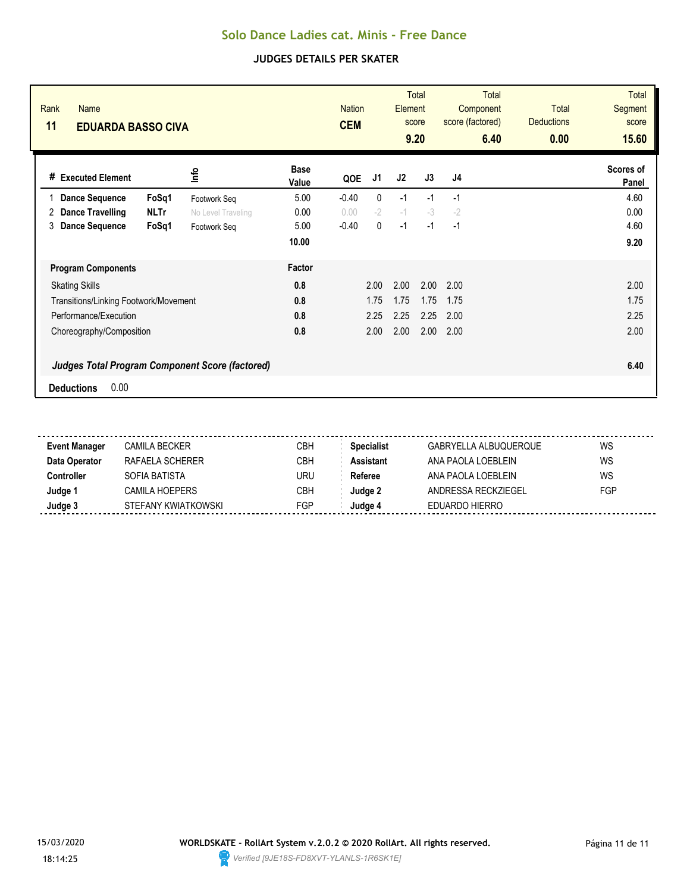# Solo Dance Ladies cat. Minis - Free Dance

## JUDGES DETAILS PER SKATER

| Rank | Name | Nation | Total Element score | Total Component score (factored) | Total Deductions | Total Segment score |
|---|---|---|---|---|---|---|
| 11 | **EDUARDA BASSO CIVA** | **CEM** | **9.20** | **6.40** | **0.00** | **15.60** |

| # | Executed Element | | Info | Base Value | QOE | J1 | J2 | J3 | J4 | Scores of Panel |
|---|---|---|---|---|---|---|---|---|---|---|
| 1 | **Dance Sequence** | **FoSq1** | Footwork Seq | 5.00 | -0.40 | 0 | -1 | -1 | -1 | 4.60 |
| 2 | **Dance Travelling** | **NLTr** | No Level Traveling | 0.00 | 0.00 | -2 | -1 | -3 | -2 | 0.00 |
| 3 | **Dance Sequence** | **FoSq1** | Footwork Seq | 5.00 | -0.40 | 0 | -1 | -1 | -1 | 4.60 |
| | | | | **10.00** | | | | | | **9.20** |

| Program Components | Factor | J1 | J2 | J3 | J4 | Scores of Panel |
|---|---|---|---|---|---|---|
| Skating Skills | **0.8** | 2.00 | 2.00 | 2.00 | 2.00 | 2.00 |
| Transitions/Linking Footwork/Movement | **0.8** | 1.75 | 1.75 | 1.75 | 1.75 | 1.75 |
| Performance/Execution | **0.8** | 2.25 | 2.25 | 2.25 | 2.00 | 2.25 |
| Choreography/Composition | **0.8** | 2.00 | 2.00 | 2.00 | 2.00 | 2.00 |
| ***Judges Total Program Component Score (factored)*** | | | | | | **6.40** |

**Deductions** 0.00

| | | | | | |
|---|---|---|---|---|---|
| **Event Manager** | CAMILA BECKER | CBH | **Specialist** | GABRYELLA ALBUQUERQUE | WS |
| **Data Operator** | RAFAELA SCHERER | CBH | **Assistant** | ANA PAOLA LOEBLEIN | WS |
| **Controller** | SOFIA BATISTA | URU | **Referee** | ANA PAOLA LOEBLEIN | WS |
| **Judge 1** | CAMILA HOEPERS | CBH | **Judge 2** | ANDRESSA RECKZIEGEL | FGP |
| **Judge 3** | STEFANY KWIATKOWSKI | FGP | **Judge 4** | EDUARDO HIERRO | |

15/03/2020 18:14:25

**WORLDSKATE - RollArt System v.2.0.2 © 2020 RollArt. All rights reserved.**

*Verified [9JE18S-FD8XVT-YLANLS-1R6SK1E]*